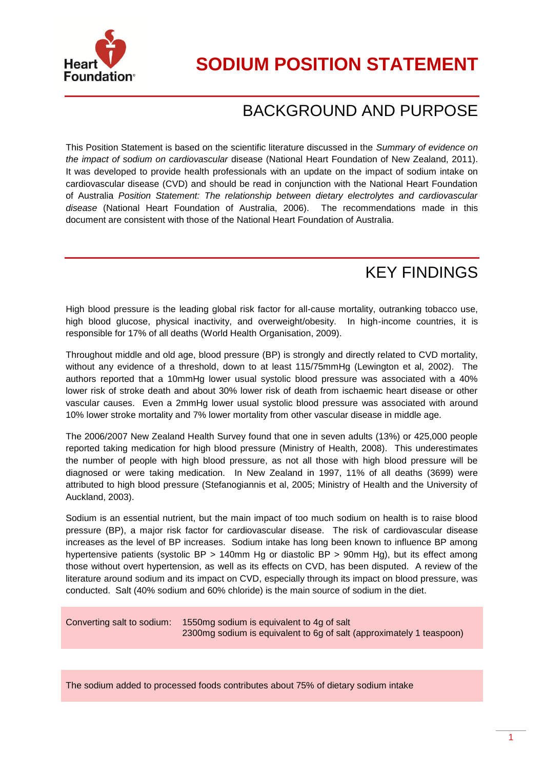# SODIUM POSITION STATEMENT

## BACKGROUND AND PURPOSE

This Position Statement is based on the scientific literature discussed in the *Summary of evidence on the impact of sodium on cardiovascular* disease (National Heart Foundation of New Zealand, 2011). It was developed to provide health professionals with an update on the impact of sodium intake on cardiovascular disease (CVD) and should be read in conjunction with the National Heart Foundation of Australia *Position Statement: The relationship between dietary electrolytes and cardiovascular disease* (National Heart Foundation of Australia, 2006). The recommendations made in this document are consistent with those of the National Heart Foundation of Australia.

## KEY FINDINGS

High blood pressure is the leading global risk factor for all-cause mortality, outranking tobacco use, high blood glucose, physical inactivity, and overweight/obesity. In high-income countries, it is responsible for 17% of all deaths (World Health Organisation, 2009).

Throughout middle and old age, blood pressure (BP) is strongly and directly related to CVD mortality, without any evidence of a threshold, down to at least 115/75mmHg (Lewington et al, 2002). The authors reported that a 10mmHg lower usual systolic blood pressure was associated with a 40% lower risk of stroke death and about 30% lower risk of death from ischaemic heart disease or other vascular causes. Even a 2mmHg lower usual systolic blood pressure was associated with around 10% lower stroke mortality and 7% lower mortality from other vascular disease in middle age.

The 2006/2007 New Zealand Health Survey found that one in seven adults (13%) or 425,000 people reported taking medication for high blood pressure (Ministry of Health, 2008). This underestimates the number of people with high blood pressure, as not all those with high blood pressure will be diagnosed or were taking medication. In New Zealand in 1997, 11% of all deaths (3699) were attributed to high blood pressure (Stefanogiannis et al, 2005; Ministry of Health and the University of Auckland, 2003).

Sodium is an essential nutrient, but the main impact of too much sodium on health is to raise blood pressure (BP), a major risk factor for cardiovascular disease. The risk of cardiovascular disease increases as the level of BP increases. Sodium intake has long been known to influence BP among hypertensive patients (systolic BP > 140mm Hg or diastolic BP > 90mm Hg), but its effect among those without overt hypertension, as well as its effects on CVD, has been disputed. A review of the literature around sodium and its impact on CVD, especially through its impact on blood pressure, was conducted. Salt (40% sodium and 60% chloride) is the main source of sodium in the diet.

Converting salt to sodium: 1550mg sodium is equivalent to 4g of salt
2300mg sodium is equivalent to 6g of salt (approximately 1 teaspoon)

The sodium added to processed foods contributes about 75% of dietary sodium intake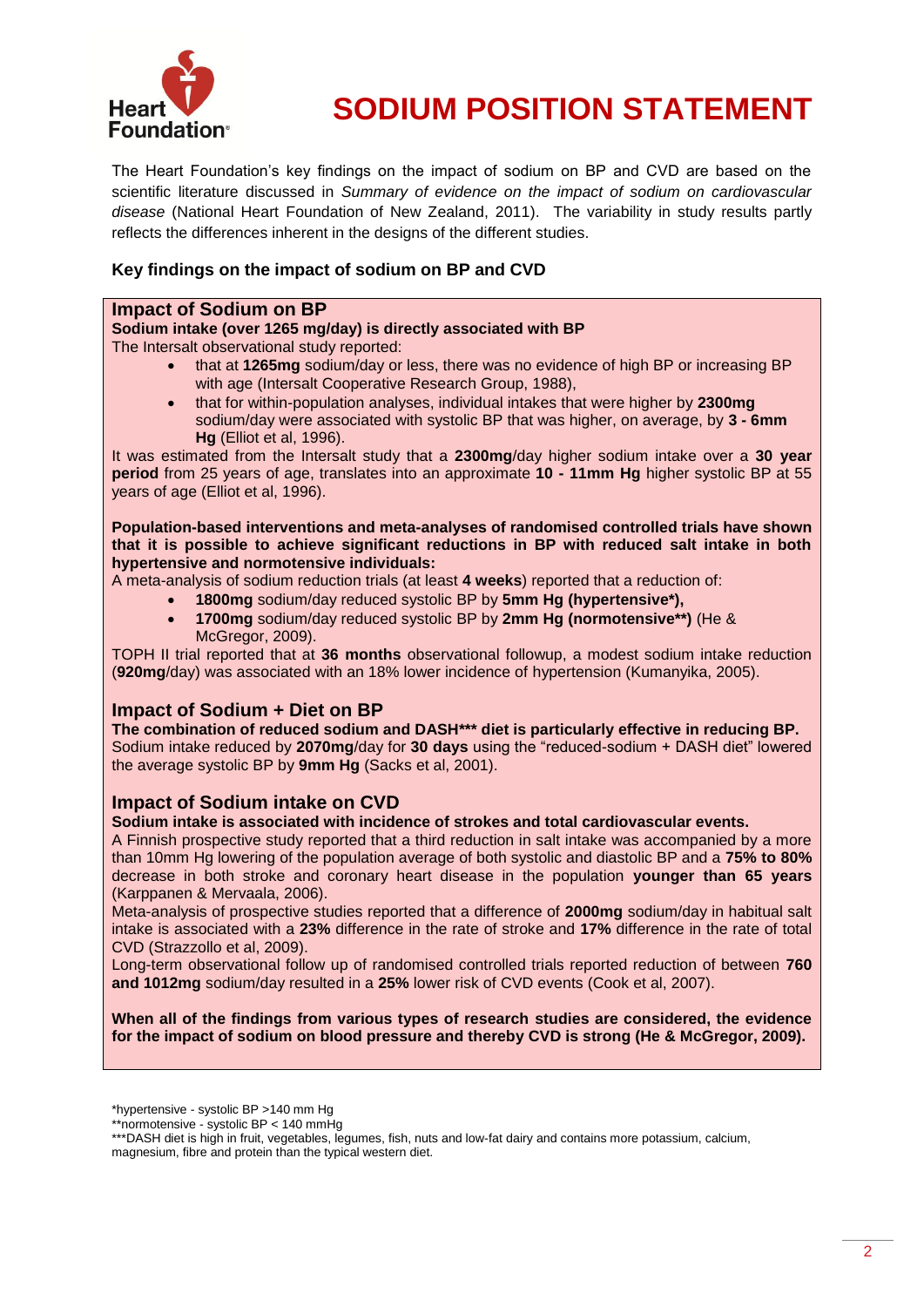# SODIUM POSITION STATEMENT

The Heart Foundation's key findings on the impact of sodium on BP and CVD are based on the scientific literature discussed in *Summary of evidence on the impact of sodium on cardiovascular disease* (National Heart Foundation of New Zealand, 2011). The variability in study results partly reflects the differences inherent in the designs of the different studies.

### Key findings on the impact of sodium on BP and CVD

## Impact of Sodium on BP

**Sodium intake (over 1265 mg/day) is directly associated with BP**

The Intersalt observational study reported:

- that at **1265mg** sodium/day or less, there was no evidence of high BP or increasing BP with age (Intersalt Cooperative Research Group, 1988),
- that for within-population analyses, individual intakes that were higher by **2300mg** sodium/day were associated with systolic BP that was higher, on average, by **3 - 6mm Hg** (Elliot et al, 1996).

It was estimated from the Intersalt study that a **2300mg**/day higher sodium intake over a **30 year period** from 25 years of age, translates into an approximate **10 - 11mm Hg** higher systolic BP at 55 years of age (Elliot et al, 1996).

**Population-based interventions and meta-analyses of randomised controlled trials have shown that it is possible to achieve significant reductions in BP with reduced salt intake in both hypertensive and normotensive individuals:**

A meta-analysis of sodium reduction trials (at least **4 weeks**) reported that a reduction of:

- **1800mg** sodium/day reduced systolic BP by **5mm Hg (hypertensive*),**
- **1700mg** sodium/day reduced systolic BP by **2mm Hg (normotensive**)** (He & McGregor, 2009).

TOPH II trial reported that at **36 months** observational followup, a modest sodium intake reduction (**920mg**/day) was associated with an 18% lower incidence of hypertension (Kumanyika, 2005).

## Impact of Sodium + Diet on BP

**The combination of reduced sodium and DASH*** diet is particularly effective in reducing BP.**

Sodium intake reduced by **2070mg**/day for **30 days** using the "reduced-sodium + DASH diet" lowered the average systolic BP by **9mm Hg** (Sacks et al, 2001).

## Impact of Sodium intake on CVD

**Sodium intake is associated with incidence of strokes and total cardiovascular events.**

A Finnish prospective study reported that a third reduction in salt intake was accompanied by a more than 10mm Hg lowering of the population average of both systolic and diastolic BP and a **75% to 80%** decrease in both stroke and coronary heart disease in the population **younger than 65 years** (Karppanen & Mervaala, 2006).

Meta-analysis of prospective studies reported that a difference of **2000mg** sodium/day in habitual salt intake is associated with a **23%** difference in the rate of stroke and **17%** difference in the rate of total CVD (Strazzollo et al, 2009).

Long-term observational follow up of randomised controlled trials reported reduction of between **760 and 1012mg** sodium/day resulted in a **25%** lower risk of CVD events (Cook et al, 2007).

**When all of the findings from various types of research studies are considered, the evidence for the impact of sodium on blood pressure and thereby CVD is strong (He & McGregor, 2009).**

---

*hypertensive - systolic BP >140 mm Hg

**normotensive - systolic BP < 140 mmHg

***DASH diet is high in fruit, vegetables, legumes, fish, nuts and low-fat dairy and contains more potassium, calcium, magnesium, fibre and protein than the typical western diet.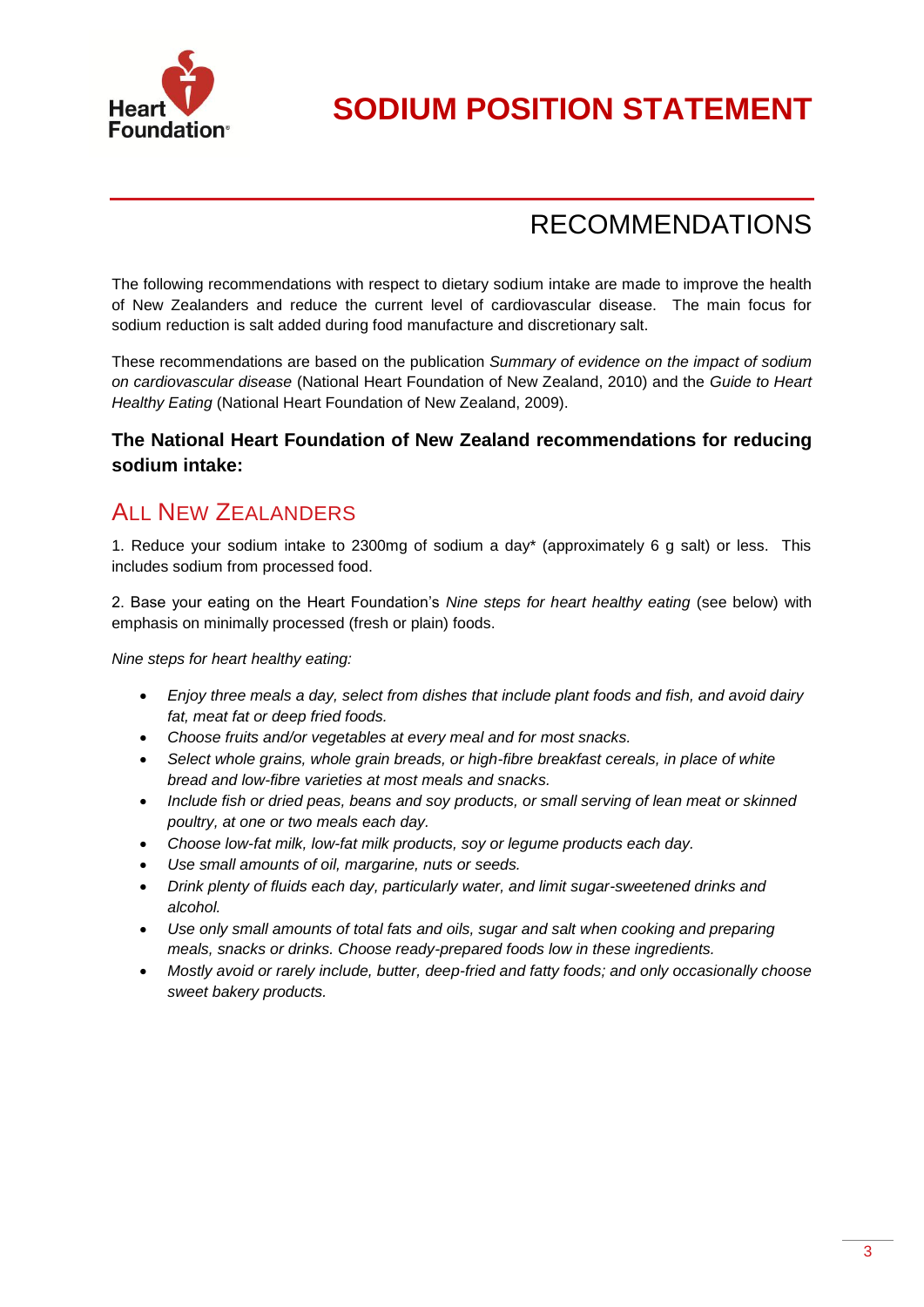# SODIUM POSITION STATEMENT

## RECOMMENDATIONS

The following recommendations with respect to dietary sodium intake are made to improve the health of New Zealanders and reduce the current level of cardiovascular disease. The main focus for sodium reduction is salt added during food manufacture and discretionary salt.

These recommendations are based on the publication *Summary of evidence on the impact of sodium on cardiovascular disease* (National Heart Foundation of New Zealand, 2010) and the *Guide to Heart Healthy Eating* (National Heart Foundation of New Zealand, 2009).

**The National Heart Foundation of New Zealand recommendations for reducing sodium intake:**

### ALL NEW ZEALANDERS

1. Reduce your sodium intake to 2300mg of sodium a day* (approximately 6 g salt) or less. This includes sodium from processed food.

2. Base your eating on the Heart Foundation's *Nine steps for heart healthy eating* (see below) with emphasis on minimally processed (fresh or plain) foods.

*Nine steps for heart healthy eating:*

- *Enjoy three meals a day, select from dishes that include plant foods and fish, and avoid dairy fat, meat fat or deep fried foods.*
- *Choose fruits and/or vegetables at every meal and for most snacks.*
- *Select whole grains, whole grain breads, or high-fibre breakfast cereals, in place of white bread and low-fibre varieties at most meals and snacks.*
- *Include fish or dried peas, beans and soy products, or small serving of lean meat or skinned poultry, at one or two meals each day.*
- *Choose low-fat milk, low-fat milk products, soy or legume products each day.*
- *Use small amounts of oil, margarine, nuts or seeds.*
- *Drink plenty of fluids each day, particularly water, and limit sugar-sweetened drinks and alcohol.*
- *Use only small amounts of total fats and oils, sugar and salt when cooking and preparing meals, snacks or drinks. Choose ready-prepared foods low in these ingredients.*
- *Mostly avoid or rarely include, butter, deep-fried and fatty foods; and only occasionally choose sweet bakery products.*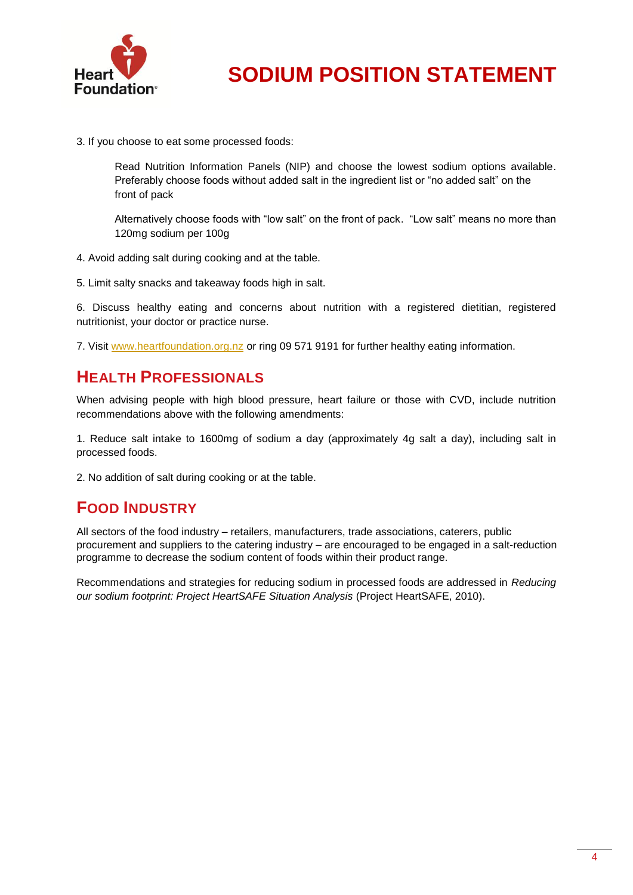3. If you choose to eat some processed foods:

   Read Nutrition Information Panels (NIP) and choose the lowest sodium options available. Preferably choose foods without added salt in the ingredient list or "no added salt" on the front of pack

   Alternatively choose foods with "low salt" on the front of pack. "Low salt" means no more than 120mg sodium per 100g

4. Avoid adding salt during cooking and at the table.

5. Limit salty snacks and takeaway foods high in salt.

6. Discuss healthy eating and concerns about nutrition with a registered dietitian, registered nutritionist, your doctor or practice nurse.

7. Visit www.heartfoundation.org.nz or ring 09 571 9191 for further healthy eating information.

## HEALTH PROFESSIONALS

When advising people with high blood pressure, heart failure or those with CVD, include nutrition recommendations above with the following amendments:

1. Reduce salt intake to 1600mg of sodium a day (approximately 4g salt a day), including salt in processed foods.

2. No addition of salt during cooking or at the table.

## FOOD INDUSTRY

All sectors of the food industry – retailers, manufacturers, trade associations, caterers, public procurement and suppliers to the catering industry – are encouraged to be engaged in a salt-reduction programme to decrease the sodium content of foods within their product range.

Recommendations and strategies for reducing sodium in processed foods are addressed in *Reducing our sodium footprint: Project HeartSAFE Situation Analysis* (Project HeartSAFE, 2010).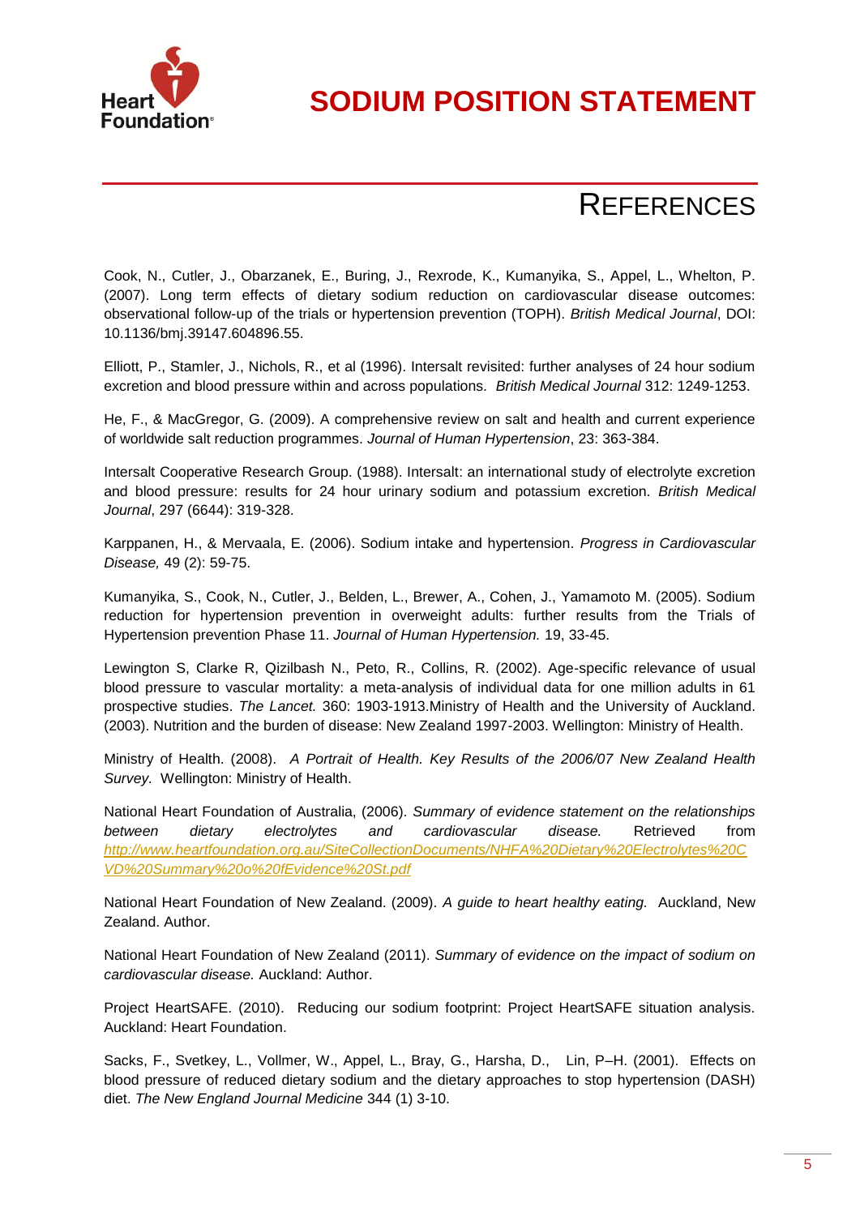# SODIUM POSITION STATEMENT

## REFERENCES

Cook, N., Cutler, J., Obarzanek, E., Buring, J., Rexrode, K., Kumanyika, S., Appel, L., Whelton, P. (2007). Long term effects of dietary sodium reduction on cardiovascular disease outcomes: observational follow-up of the trials or hypertension prevention (TOPH). *British Medical Journal*, DOI: 10.1136/bmj.39147.604896.55.

Elliott, P., Stamler, J., Nichols, R., et al (1996). Intersalt revisited: further analyses of 24 hour sodium excretion and blood pressure within and across populations. *British Medical Journal* 312: 1249-1253.

He, F., & MacGregor, G. (2009). A comprehensive review on salt and health and current experience of worldwide salt reduction programmes. *Journal of Human Hypertension*, 23: 363-384.

Intersalt Cooperative Research Group. (1988). Intersalt: an international study of electrolyte excretion and blood pressure: results for 24 hour urinary sodium and potassium excretion. *British Medical Journal*, 297 (6644): 319-328.

Karppanen, H., & Mervaala, E. (2006). Sodium intake and hypertension. *Progress in Cardiovascular Disease,* 49 (2): 59-75.

Kumanyika, S., Cook, N., Cutler, J., Belden, L., Brewer, A., Cohen, J., Yamamoto M. (2005). Sodium reduction for hypertension prevention in overweight adults: further results from the Trials of Hypertension prevention Phase 11. *Journal of Human Hypertension.* 19, 33-45.

Lewington S, Clarke R, Qizilbash N., Peto, R., Collins, R. (2002). Age-specific relevance of usual blood pressure to vascular mortality: a meta-analysis of individual data for one million adults in 61 prospective studies. *The Lancet.* 360: 1903-1913.Ministry of Health and the University of Auckland. (2003). Nutrition and the burden of disease: New Zealand 1997-2003. Wellington: Ministry of Health.

Ministry of Health. (2008). *A Portrait of Health. Key Results of the 2006/07 New Zealand Health Survey.* Wellington: Ministry of Health.

National Heart Foundation of Australia, (2006). *Summary of evidence statement on the relationships between dietary electrolytes and cardiovascular disease.* Retrieved from *http://www.heartfoundation.org.au/SiteCollectionDocuments/NHFA%20Dietary%20Electrolytes%20CVD%20Summary%20o%20fEvidence%20St.pdf*

National Heart Foundation of New Zealand. (2009). *A guide to heart healthy eating.* Auckland, New Zealand. Author.

National Heart Foundation of New Zealand (2011). *Summary of evidence on the impact of sodium on cardiovascular disease.* Auckland: Author.

Project HeartSAFE. (2010). Reducing our sodium footprint: Project HeartSAFE situation analysis. Auckland: Heart Foundation.

Sacks, F., Svetkey, L., Vollmer, W., Appel, L., Bray, G., Harsha, D., Lin, P–H. (2001). Effects on blood pressure of reduced dietary sodium and the dietary approaches to stop hypertension (DASH) diet. *The New England Journal Medicine* 344 (1) 3-10.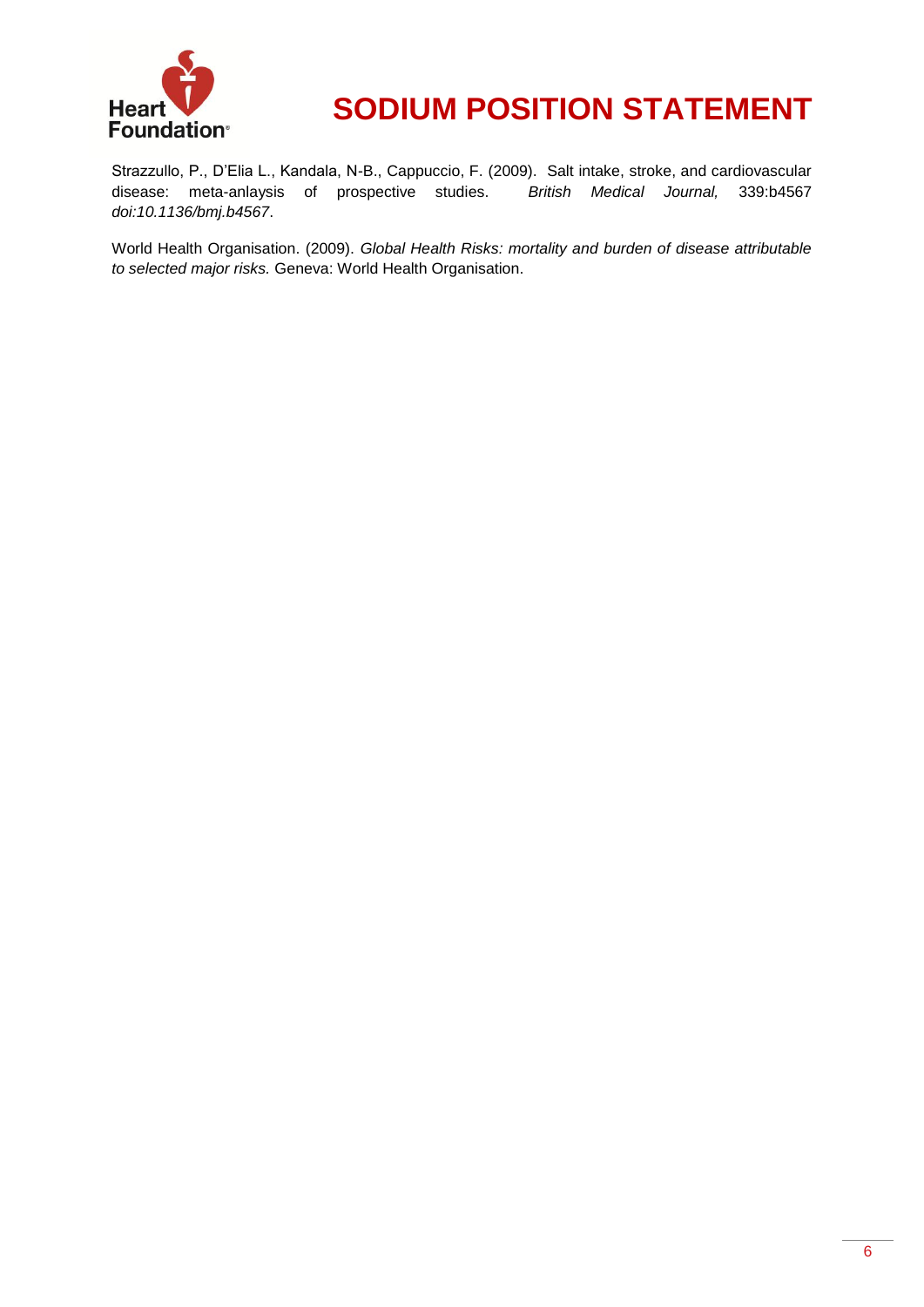Strazzullo, P., D'Elia L., Kandala, N-B., Cappuccio, F. (2009). Salt intake, stroke, and cardiovascular disease: meta-anlaysis of prospective studies. *British Medical Journal,* 339:b4567 *doi:10.1136/bmj.b4567*.

World Health Organisation. (2009). *Global Health Risks: mortality and burden of disease attributable to selected major risks.* Geneva: World Health Organisation.